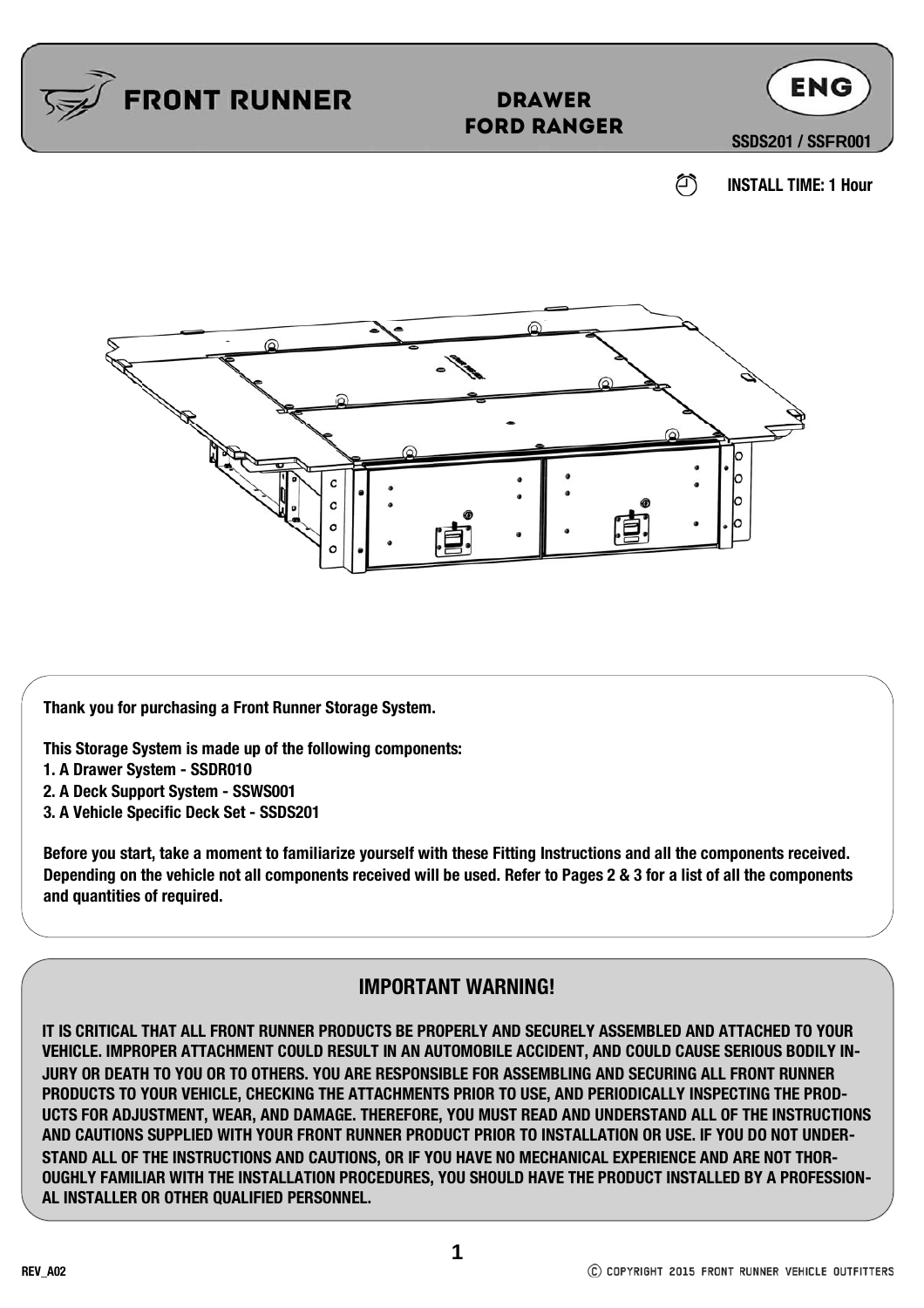# FRONT RUNNER

## DRAWER FORD RANGER

**ENG**

**SSDS201 / SSFR001**

**INSTALL TIME: 1 Hour**

**Thank you for purchasing a Front Runner Storage System.**

**This Storage System is made up of the following components:**
1. **A Drawer System - SSDR010**
2. **A Deck Support System - SSWS001**
3. **A Vehicle Specific Deck Set - SSDS201**

**Before you start, take a moment to familiarize yourself with these Fitting Instructions and all the components received. Depending on the vehicle not all components received will be used. Refer to Pages 2 & 3 for a list of all the components and quantities of required.**

## IMPORTANT WARNING!

**IT IS CRITICAL THAT ALL FRONT RUNNER PRODUCTS BE PROPERLY AND SECURELY ASSEMBLED AND ATTACHED TO YOUR VEHICLE. IMPROPER ATTACHMENT COULD RESULT IN AN AUTOMOBILE ACCIDENT, AND COULD CAUSE SERIOUS BODILY INJURY OR DEATH TO YOU OR TO OTHERS. YOU ARE RESPONSIBLE FOR ASSEMBLING AND SECURING ALL FRONT RUNNER PRODUCTS TO YOUR VEHICLE, CHECKING THE ATTACHMENTS PRIOR TO USE, AND PERIODICALLY INSPECTING THE PRODUCTS FOR ADJUSTMENT, WEAR, AND DAMAGE. THEREFORE, YOU MUST READ AND UNDERSTAND ALL OF THE INSTRUCTIONS AND CAUTIONS SUPPLIED WITH YOUR FRONT RUNNER PRODUCT PRIOR TO INSTALLATION OR USE. IF YOU DO NOT UNDERSTAND ALL OF THE INSTRUCTIONS AND CAUTIONS, OR IF YOU HAVE NO MECHANICAL EXPERIENCE AND ARE NOT THOROUGHLY FAMILIAR WITH THE INSTALLATION PROCEDURES, YOU SHOULD HAVE THE PRODUCT INSTALLED BY A PROFESSIONAL INSTALLER OR OTHER QUALIFIED PERSONNEL.**

REV_A02

Ⓒ COPYRIGHT 2015 FRONT RUNNER VEHICLE OUTFITTERS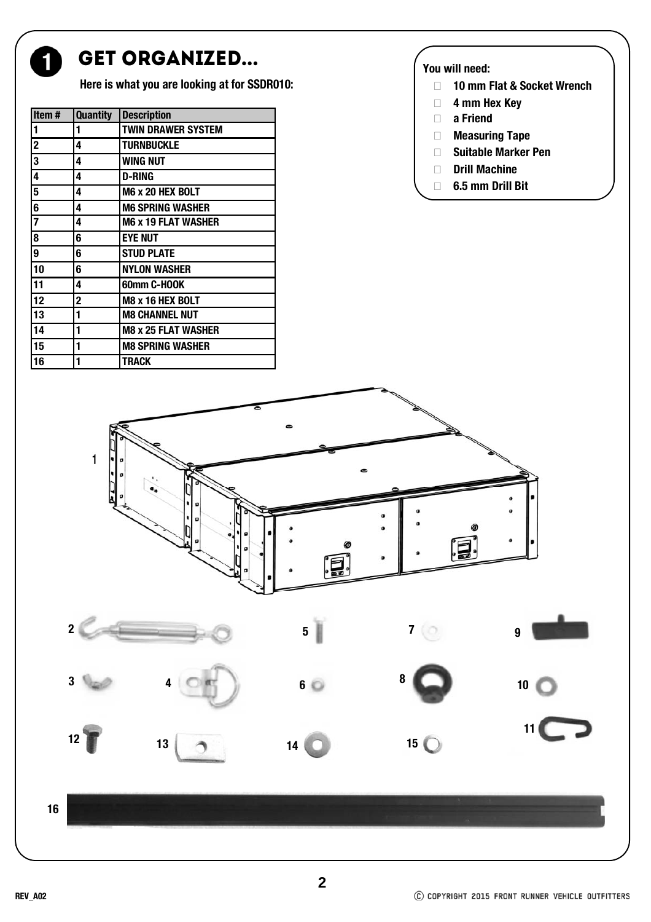# 1 GET ORGANIZED...

**Here is what you are looking at for SSDR010:**

| Item # | Quantity | Description |
|---|---|---|
| 1 | 1 | TWIN DRAWER SYSTEM |
| 2 | 4 | TURNBUCKLE |
| 3 | 4 | WING NUT |
| 4 | 4 | D-RING |
| 5 | 4 | M6 x 20 HEX BOLT |
| 6 | 4 | M6 SPRING WASHER |
| 7 | 4 | M6 x 19 FLAT WASHER |
| 8 | 6 | EYE NUT |
| 9 | 6 | STUD PLATE |
| 10 | 6 | NYLON WASHER |
| 11 | 4 | 60mm C-HOOK |
| 12 | 2 | M8 x 16 HEX BOLT |
| 13 | 1 | M8 CHANNEL NUT |
| 14 | 1 | M8 x 25 FLAT WASHER |
| 15 | 1 | M8 SPRING WASHER |
| 16 | 1 | TRACK |

**You will need:**

- 10 mm Flat & Socket Wrench
- 4 mm Hex Key
- a Friend
- Measuring Tape
- Suitable Marker Pen
- Drill Machine
- 6.5 mm Drill Bit

1

2 5 7 9

3 4 6 8 10

12 13 14 15 11

16

REV_A02

Ⓒ COPYRIGHT 2015 FRONT RUNNER VEHICLE OUTFITTERS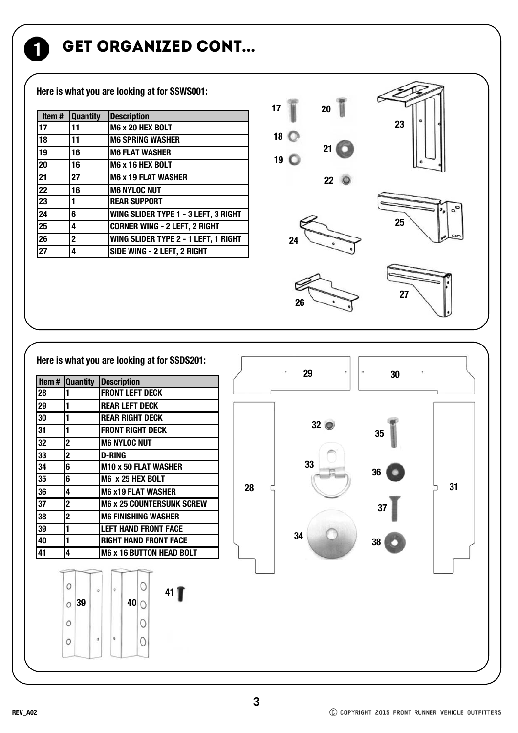# 1 GET ORGANIZED CONT...

**Here is what you are looking at for SSWS001:**

| Item # | Quantity | Description |
|---|---|---|
| 17 | 11 | M6 x 20 HEX BOLT |
| 18 | 11 | M6 SPRING WASHER |
| 19 | 16 | M6 FLAT WASHER |
| 20 | 16 | M6 x 16 HEX BOLT |
| 21 | 27 | M6 x 19 FLAT WASHER |
| 22 | 16 | M6 NYLOC NUT |
| 23 | 1 | REAR SUPPORT |
| 24 | 6 | WING SLIDER TYPE 1 - 3 LEFT, 3 RIGHT |
| 25 | 4 | CORNER WING - 2 LEFT, 2 RIGHT |
| 26 | 2 | WING SLIDER TYPE 2 - 1 LEFT, 1 RIGHT |
| 27 | 4 | SIDE WING - 2 LEFT, 2 RIGHT |

**Here is what you are looking at for SSDS201:**

| Item # | Quantity | Description |
|---|---|---|
| 28 | 1 | FRONT LEFT DECK |
| 29 | 1 | REAR LEFT DECK |
| 30 | 1 | REAR RIGHT DECK |
| 31 | 1 | FRONT RIGHT DECK |
| 32 | 2 | M6 NYLOC NUT |
| 33 | 2 | D-RING |
| 34 | 6 | M10 x 50 FLAT WASHER |
| 35 | 6 | M6 x 25 HEX BOLT |
| 36 | 4 | M6 x19 FLAT WASHER |
| 37 | 2 | M6 x 25 COUNTERSUNK SCREW |
| 38 | 2 | M6 FINISHING WASHER |
| 39 | 1 | LEFT HAND FRONT FACE |
| 40 | 1 | RIGHT HAND FRONT FACE |
| 41 | 4 | M6 x 16 BUTTON HEAD BOLT |

REV_A02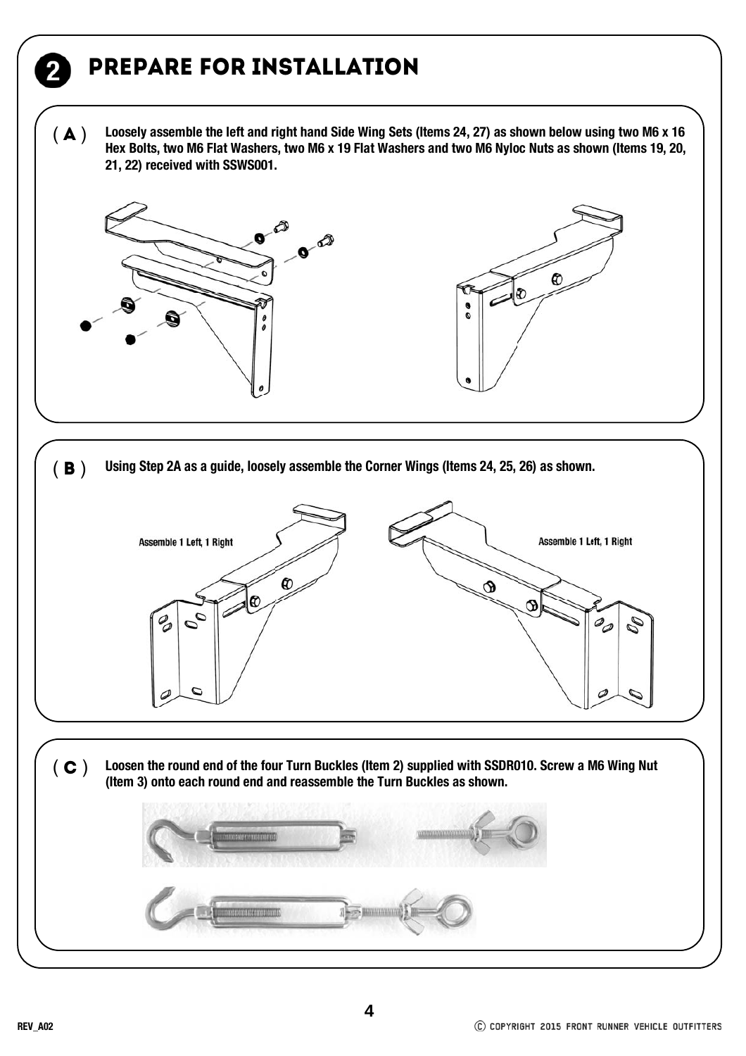## 2 PREPARE FOR INSTALLATION

**( A )** **Loosely assemble the left and right hand Side Wing Sets (Items 24, 27) as shown below using two M6 x 16 Hex Bolts, two M6 Flat Washers, two M6 x 19 Flat Washers and two M6 Nyloc Nuts as shown (Items 19, 20, 21, 22) received with SSWS001.**

**( B )** **Using Step 2A as a guide, loosely assemble the Corner Wings (Items 24, 25, 26) as shown.**

Assemble 1 Left, 1 Right

Assemble 1 Left, 1 Right

**( C )** **Loosen the round end of the four Turn Buckles (Item 2) supplied with SSDR010. Screw a M6 Wing Nut (Item 3) onto each round end and reassemble the Turn Buckles as shown.**

REV_A02

Ⓒ COPYRIGHT 2015 FRONT RUNNER VEHICLE OUTFITTERS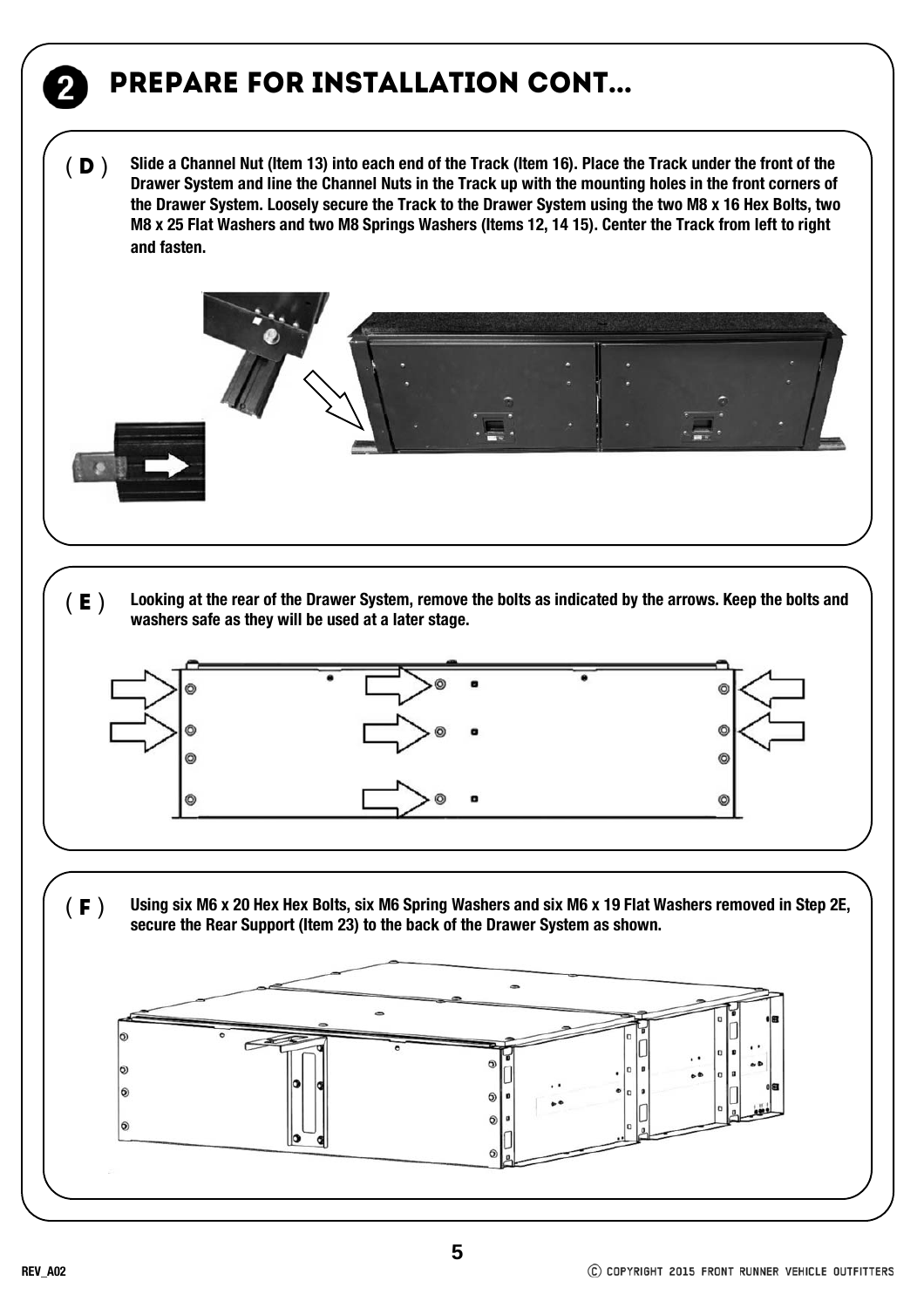# 2 PREPARE FOR INSTALLATION CONT...

**( D )** **Slide a Channel Nut (Item 13) into each end of the Track (Item 16). Place the Track under the front of the Drawer System and line the Channel Nuts in the Track up with the mounting holes in the front corners of the Drawer System. Loosely secure the Track to the Drawer System using the two M8 x 16 Hex Bolts, two M8 x 25 Flat Washers and two M8 Springs Washers (Items 12, 14 15). Center the Track from left to right and fasten.**

**( E )** **Looking at the rear of the Drawer System, remove the bolts as indicated by the arrows. Keep the bolts and washers safe as they will be used at a later stage.**

**( F )** **Using six M6 x 20 Hex Hex Bolts, six M6 Spring Washers and six M6 x 19 Flat Washers removed in Step 2E, secure the Rear Support (Item 23) to the back of the Drawer System as shown.**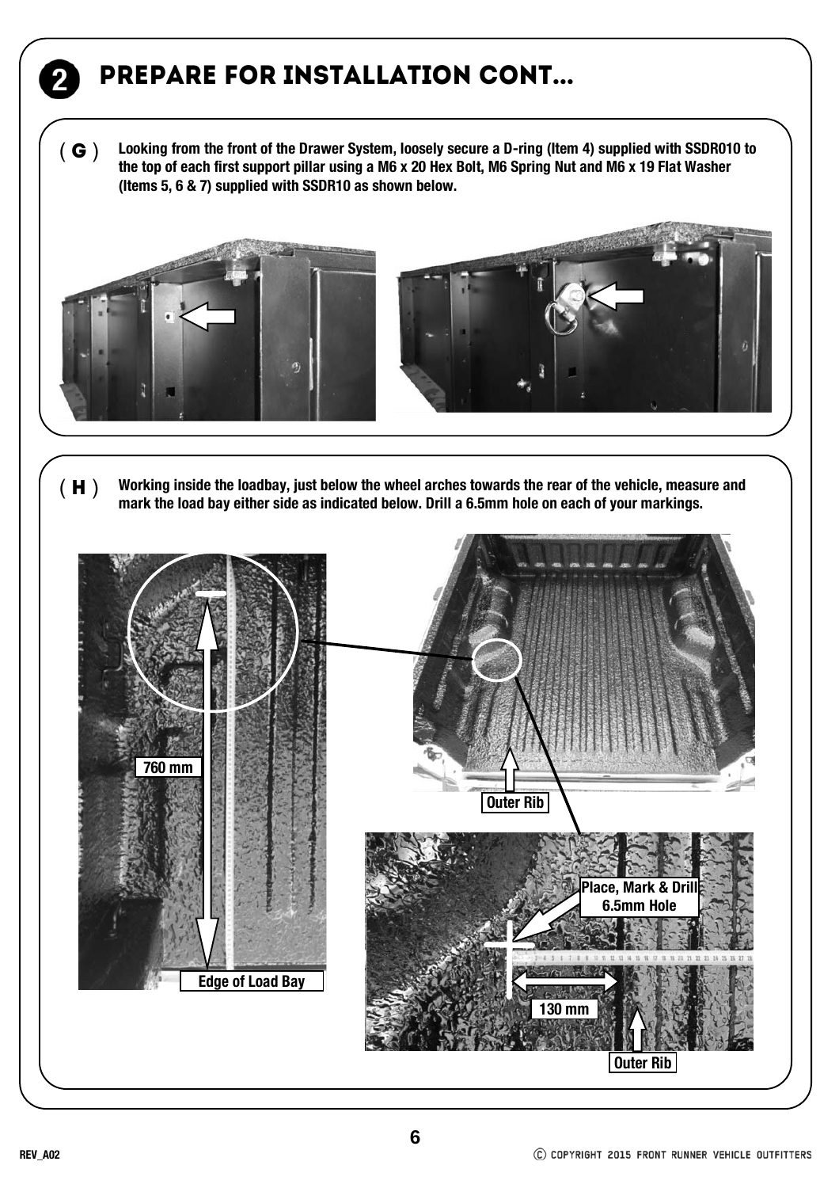## 2 PREPARE FOR INSTALLATION CONT...

**( G )** **Looking from the front of the Drawer System, loosely secure a D-ring (Item 4) supplied with SSDR010 to the top of each first support pillar using a M6 x 20 Hex Bolt, M6 Spring Nut and M6 x 19 Flat Washer (Items 5, 6 & 7) supplied with SSDR10 as shown below.**

**( H )** **Working inside the loadbay, just below the wheel arches towards the rear of the vehicle, measure and mark the load bay either side as indicated below. Drill a 6.5mm hole on each of your markings.**

760 mm

Edge of Load Bay

Outer Rib

Place, Mark & Drill 6.5mm Hole

130 mm

Outer Rib

REV_A02

© COPYRIGHT 2015 FRONT RUNNER VEHICLE OUTFITTERS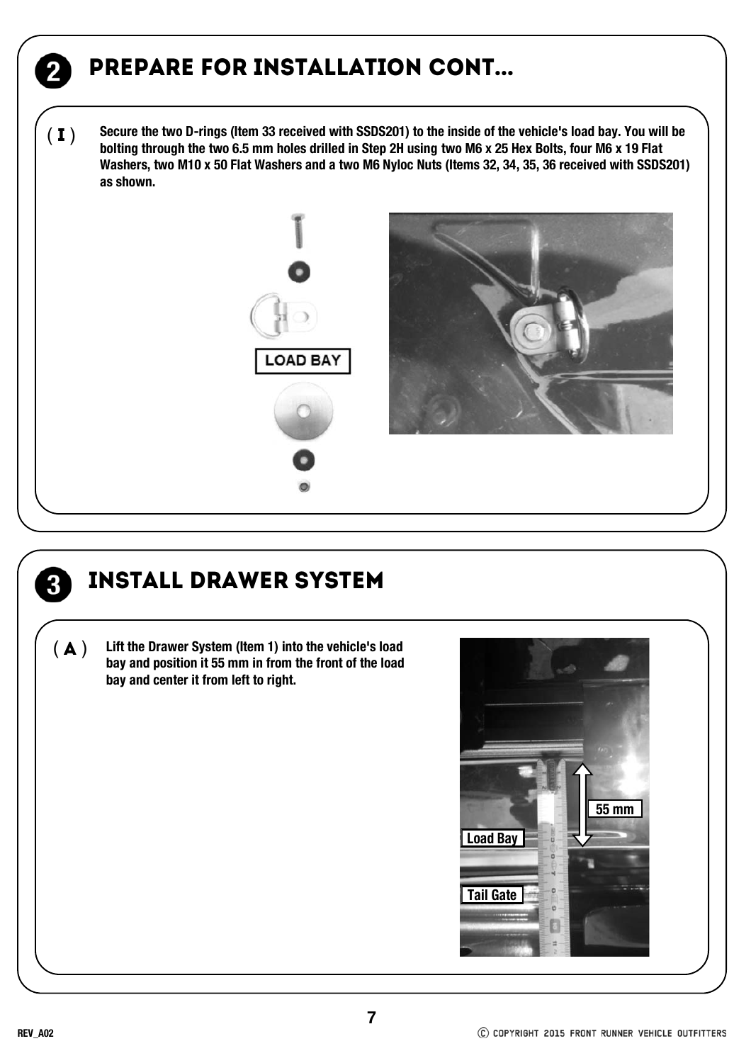## 2 PREPARE FOR INSTALLATION CONT...

( I ) **Secure the two D-rings (Item 33 received with SSDS201) to the inside of the vehicle's load bay. You will be bolting through the two 6.5 mm holes drilled in Step 2H using two M6 x 25 Hex Bolts, four M6 x 19 Flat Washers, two M10 x 50 Flat Washers and a two M6 Nyloc Nuts (Items 32, 34, 35, 36 received with SSDS201) as shown.**

LOAD BAY

## 3 INSTALL DRAWER SYSTEM

( A ) **Lift the Drawer System (Item 1) into the vehicle's load bay and position it 55 mm in from the front of the load bay and center it from left to right.**

55 mm

Load Bay

Tail Gate

REV_A02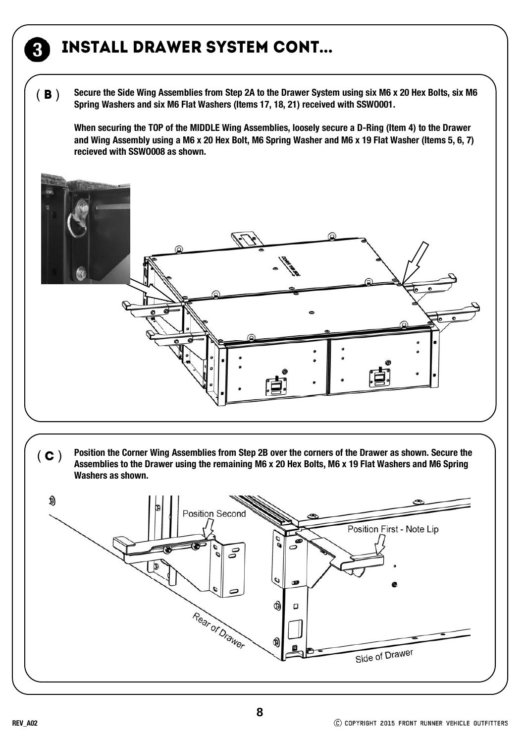# 3 INSTALL DRAWER SYSTEM CONT...

**( B )** **Secure the Side Wing Assemblies from Step 2A to the Drawer System using six M6 x 20 Hex Bolts, six M6 Spring Washers and six M6 Flat Washers (Items 17, 18, 21) received with SSWO001.**

**When securing the TOP of the MIDDLE Wing Assemblies, loosely secure a D-Ring (Item 4) to the Drawer and Wing Assembly using a M6 x 20 Hex Bolt, M6 Spring Washer and M6 x 19 Flat Washer (Items 5, 6, 7) recieved with SSWO008 as shown.**

**( C )** **Position the Corner Wing Assemblies from Step 2B over the corners of the Drawer as shown. Secure the Assemblies to the Drawer using the remaining M6 x 20 Hex Bolts, M6 x 19 Flat Washers and M6 Spring Washers as shown.**

Position Second

Position First - Note Lip

Rear of Drawer

Side of Drawer

REV_A02

© COPYRIGHT 2015 FRONT RUNNER VEHICLE OUTFITTERS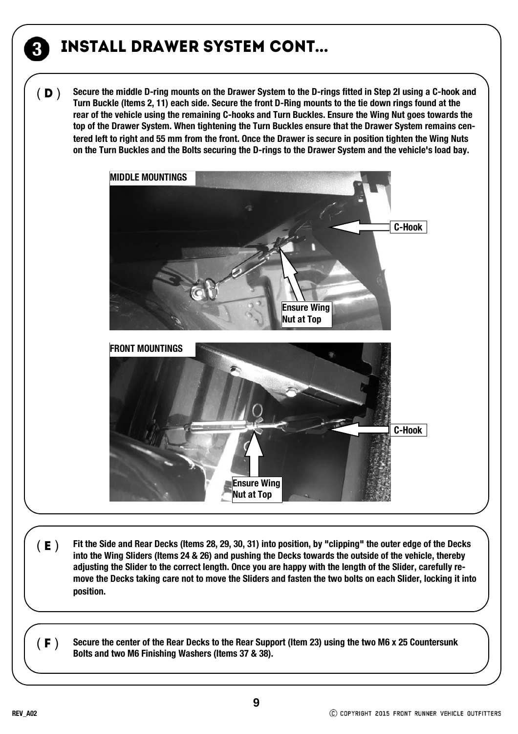# 3 INSTALL DRAWER SYSTEM CONT...

**( D )** **Secure the middle D-ring mounts on the Drawer System to the D-rings fitted in Step 2I using a C-hook and Turn Buckle (Items 2, 11) each side. Secure the front D-Ring mounts to the tie down rings found at the rear of the vehicle using the remaining C-hooks and Turn Buckles. Ensure the Wing Nut goes towards the top of the Drawer System. When tightening the Turn Buckles ensure that the Drawer System remains centered left to right and 55 mm from the front. Once the Drawer is secure in position tighten the Wing Nuts on the Turn Buckles and the Bolts securing the D-rings to the Drawer System and the vehicle's load bay.**

**MIDDLE MOUNTINGS**

C-Hook

Ensure Wing Nut at Top

**FRONT MOUNTINGS**

C-Hook

Ensure Wing Nut at Top

**( E )** **Fit the Side and Rear Decks (Items 28, 29, 30, 31) into position, by "clipping" the outer edge of the Decks into the Wing Sliders (Items 24 & 26) and pushing the Decks towards the outside of the vehicle, thereby adjusting the Slider to the correct length. Once you are happy with the length of the Slider, carefully remove the Decks taking care not to move the Sliders and fasten the two bolts on each Slider, locking it into position.**

**( F )** **Secure the center of the Rear Decks to the Rear Support (Item 23) using the two M6 x 25 Countersunk Bolts and two M6 Finishing Washers (Items 37 & 38).**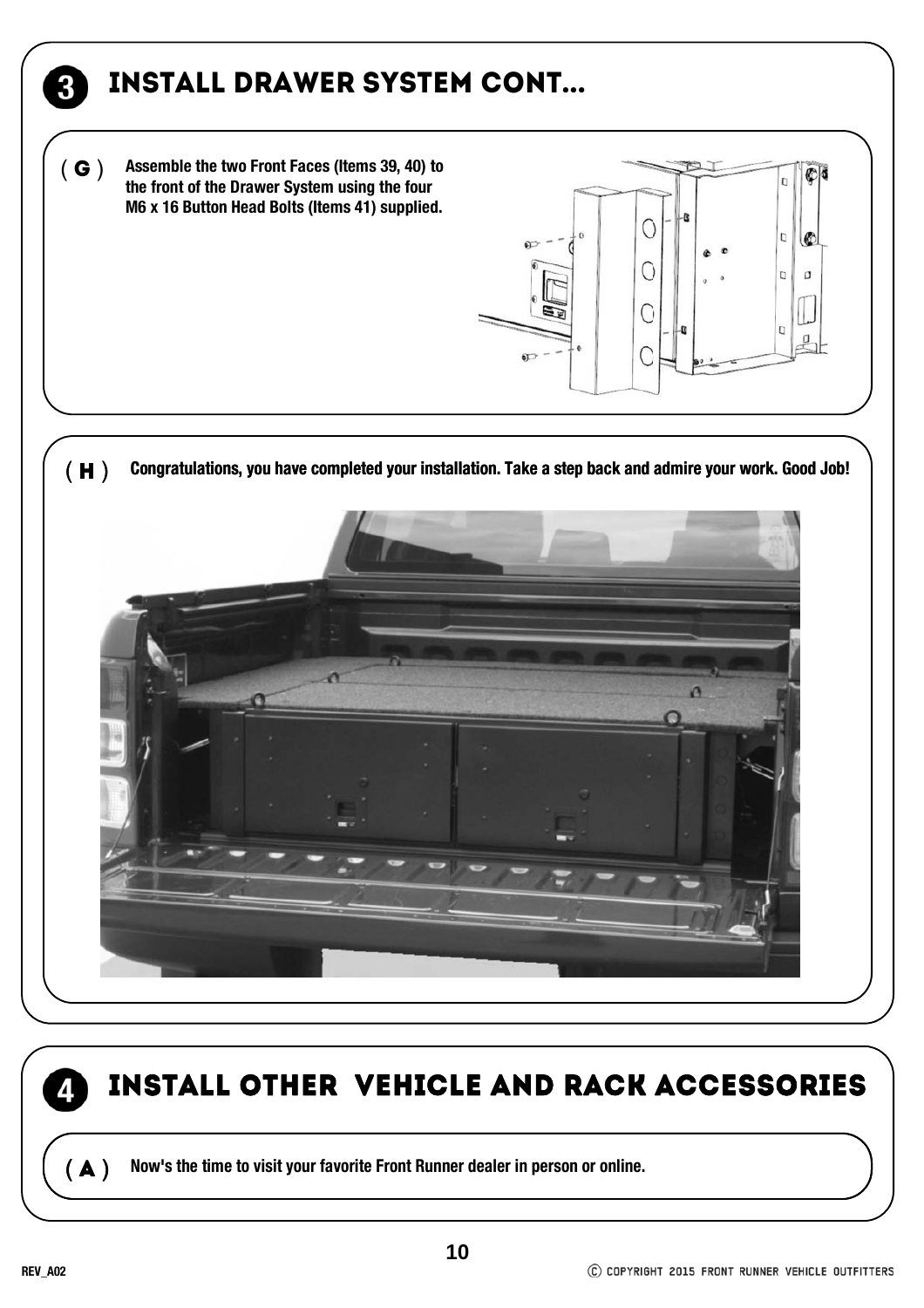## 3 INSTALL DRAWER SYSTEM CONT...

( G ) Assemble the two Front Faces (Items 39, 40) to the front of the Drawer System using the four M6 x 16 Button Head Bolts (Items 41) supplied.

( H ) Congratulations, you have completed your installation. Take a step back and admire your work. Good Job!

## 4 INSTALL OTHER VEHICLE AND RACK ACCESSORIES

( A ) Now's the time to visit your favorite Front Runner dealer in person or online.

REV_A02

© COPYRIGHT 2015 FRONT RUNNER VEHICLE OUTFITTERS